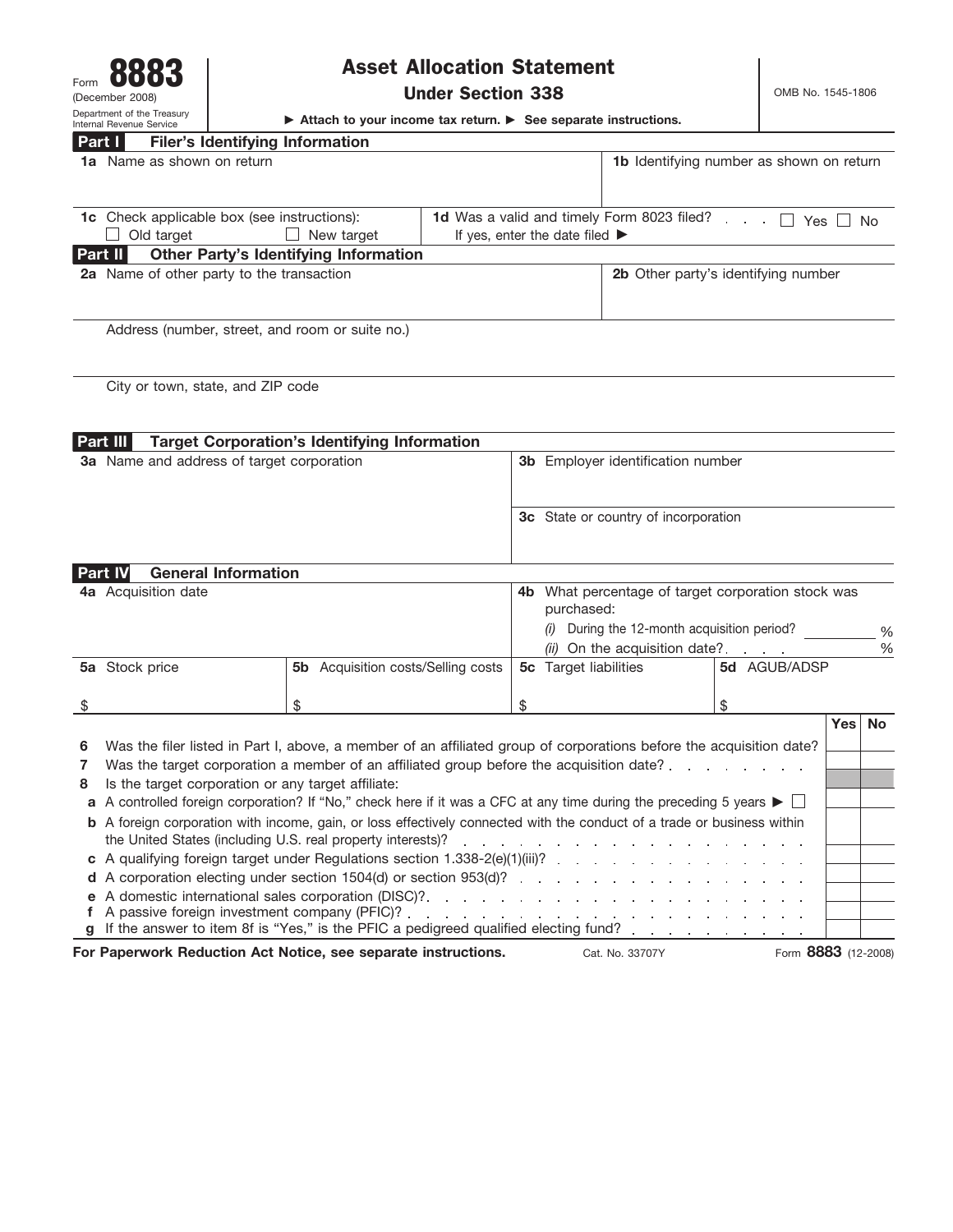Form **8883**
(December 2008)
Department of the Treasury
Internal Revenue Service

# Asset Allocation Statement Under Section 338

▶ Attach to your income tax return. ▶ See separate instructions.

OMB No. 1545-1806

## Part I Filer's Identifying Information

| | |
|---|---|
| **1a** Name as shown on return | **1b** Identifying number as shown on return |
| **1c** Check applicable box (see instructions): ☐ Old target ☐ New target | **1d** Was a valid and timely Form 8023 filed? . . . ☐ Yes ☐ No<br>If yes, enter the date filed ▶ |

## Part II Other Party's Identifying Information

| | |
|---|---|
| **2a** Name of other party to the transaction | **2b** Other party's identifying number |

Address (number, street, and room or suite no.)

City or town, state, and ZIP code

## Part III Target Corporation's Identifying Information

| | |
|---|---|
| **3a** Name and address of target corporation | **3b** Employer identification number |
| | **3c** State or country of incorporation |

## Part IV General Information

| | |
|---|---|
| **4a** Acquisition date | **4b** What percentage of target corporation stock was purchased:<br>*(i)* During the 12-month acquisition period? ______ %<br>*(ii)* On the acquisition date? . . . . ______ % |

| **5a** Stock price | **5b** Acquisition costs/Selling costs | **5c** Target liabilities | **5d** AGUB/ADSP |
|---|---|---|---|
| $ | $ | $ | $ |

| | | Yes | No |
|---|---|---|---|
| **6** | Was the filer listed in Part I, above, a member of an affiliated group of corporations before the acquisition date? | | |
| **7** | Was the target corporation a member of an affiliated group before the acquisition date? . . . . . . . . . | | |
| **8** | Is the target corporation or any target affiliate: | | |
| **a** | A controlled foreign corporation? If "No," check here if it was a CFC at any time during the preceding 5 years ▶ ☐ | | |
| **b** | A foreign corporation with income, gain, or loss effectively connected with the conduct of a trade or business within the United States (including U.S. real property interests)? . . . . . . . . . . . . . . . . . . . . . . | | |
| **c** | A qualifying foreign target under Regulations section 1.338-2(e)(1)(iii)? . . . . . . . . . . . . . . . . . | | |
| **d** | A corporation electing under section 1504(d) or section 953(d)? . . . . . . . . . . . . . . . . . . . . . | | |
| **e** | A domestic international sales corporation (DISC)? . . . . . . . . . . . . . . . . . . . . . . . . . | | |
| **f** | A passive foreign investment company (PFIC)? . . . . . . . . . . . . . . . . . . . . . . . . . . | | |
| **g** | If the answer to item 8f is "Yes," is the PFIC a pedigreed qualified electing fund? . . . . . . . . . . . | | |

**For Paperwork Reduction Act Notice, see separate instructions.** Cat. No. 33707Y Form **8883** (12-2008)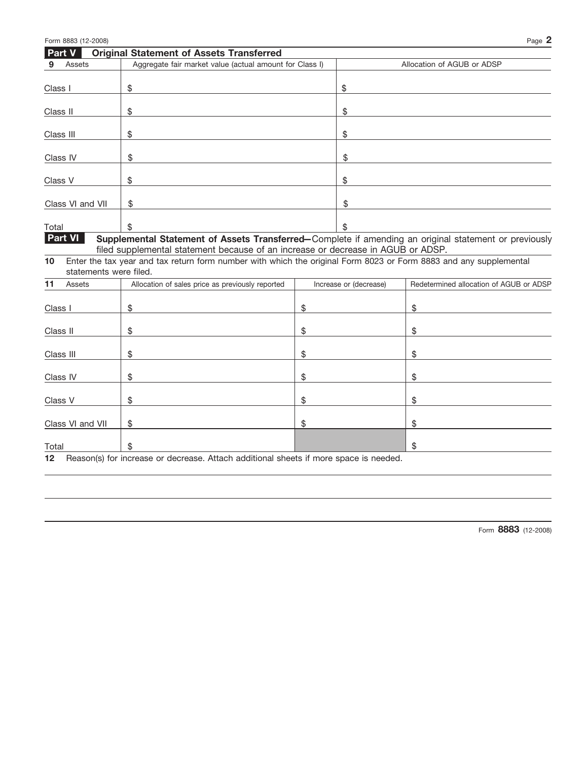## Part V Original Statement of Assets Transferred

| 9 Assets | Aggregate fair market value (actual amount for Class I) | Allocation of AGUB or ADSP |
|---|---|---|
| Class I | $ | $ |
| Class II | $ | $ |
| Class III | $ | $ |
| Class IV | $ | $ |
| Class V | $ | $ |
| Class VI and VII | $ | $ |
| Total | $ | $ |

## Part VI Supplemental Statement of Assets Transferred—Complete if amending an original statement or previously filed supplemental statement because of an increase or decrease in AGUB or ADSP.

**10** Enter the tax year and tax return form number with which the original Form 8023 or Form 8883 and any supplemental statements were filed.

| 11 Assets | Allocation of sales price as previously reported | Increase or (decrease) | Redetermined allocation of AGUB or ADSP |
|---|---|---|---|
| Class I | $ | $ | $ |
| Class II | $ | $ | $ |
| Class III | $ | $ | $ |
| Class IV | $ | $ | $ |
| Class V | $ | $ | $ |
| Class VI and VII | $ | $ | $ |
| Total | $ | | $ |

**12** Reason(s) for increase or decrease. Attach additional sheets if more space is needed.